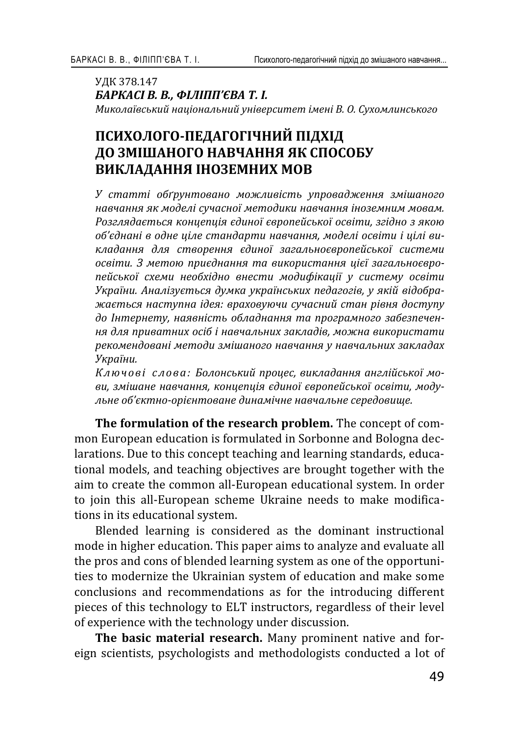УДК 378.147

***БАРКАСІ В. В., ФІЛІПП'ЄВА Т. І.***

*Миколаївський національний університет імені В. О. Сухомлинського*

# ПСИХОЛОГО-ПЕДАГОГІЧНИЙ ПІДХІД ДО ЗМІШАНОГО НАВЧАННЯ ЯК СПОСОБУ ВИКЛАДАННЯ ІНОЗЕМНИХ МОВ

*У статті обґрунтовано можливість упровадження змішаного навчання як моделі сучасної методики навчання іноземним мовам. Розглядається концепція єдиної європейської освіти, згідно з якою об'єднані в одне ціле стандарти навчання, моделі освіти і цілі викладання для створення єдиної загальноєвропейської системи освіти. З метою приєднання та використання цієї загальноєвропейської схеми необхідно внести модифікації у систему освіти України. Аналізується думка українських педагогів, у якій відображається наступна ідея: враховуючи сучасний стан рівня доступу до Інтернету, наявність обладнання та програмного забезпечення для приватних осіб і навчальних закладів, можна використати рекомендовані методи змішаного навчання у навчальних закладах України.*

*Ключові слова: Болонський процес, викладання англійської мови, змішане навчання, концепція єдиної європейської освіти, модульне об'єктно-орієнтоване динамічне навчальне середовище.*

**The formulation of the research problem.** The concept of common European education is formulated in Sorbonne and Bologna declarations. Due to this concept teaching and learning standards, educational models, and teaching objectives are brought together with the aim to create the common all-European educational system. In order to join this all-European scheme Ukraine needs to make modifications in its educational system.

Blended learning is considered as the dominant instructional mode in higher education. This paper aims to analyze and evaluate all the pros and cons of blended learning system as one of the opportunities to modernize the Ukrainian system of education and make some conclusions and recommendations as for the introducing different pieces of this technology to ELT instructors, regardless of their level of experience with the technology under discussion.

**The basic material research.** Many prominent native and foreign scientists, psychologists and methodologists conducted a lot of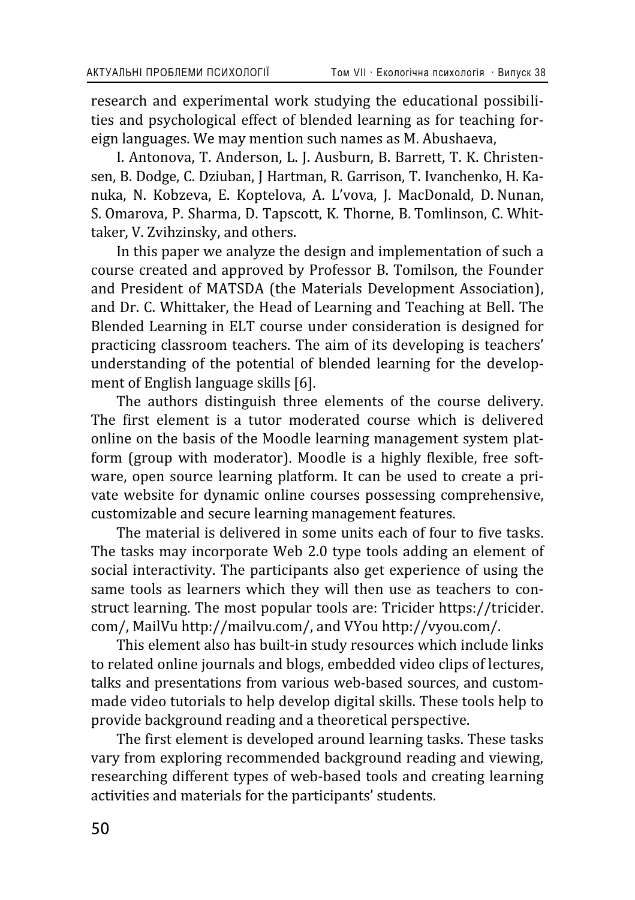research and experimental work studying the educational possibilities and psychological effect of blended learning as for teaching foreign languages. We may mention such names as M. Abushaeva,

I. Antonova, T. Anderson, L. J. Ausburn, B. Barrett, T. K. Christensen, B. Dodge, C. Dziuban, J Hartman, R. Garrison, T. Ivanchenko, H. Kanuka, N. Kobzeva, E. Koptelova, A. L'vova, J. MacDonald, D. Nunan, S. Omarova, P. Sharma, D. Tapscott, K. Thorne, B. Tomlinson, C. Whittaker, V. Zvihzinsky, and others.

In this paper we analyze the design and implementation of such a course created and approved by Professor B. Tomilson, the Founder and President of MATSDA (the Materials Development Association), and Dr. C. Whittaker, the Head of Learning and Teaching at Bell. The Blended Learning in ELT course under consideration is designed for practicing classroom teachers. The aim of its developing is teachers' understanding of the potential of blended learning for the development of English language skills [6].

The authors distinguish three elements of the course delivery. The first element is a tutor moderated course which is delivered online on the basis of the Moodle learning management system platform (group with moderator). Moodle is a highly flexible, free software, open source learning platform. It can be used to create a private website for dynamic online courses possessing comprehensive, customizable and secure learning management features.

The material is delivered in some units each of four to five tasks. The tasks may incorporate Web 2.0 type tools adding an element of social interactivity. The participants also get experience of using the same tools as learners which they will then use as teachers to construct learning. The most popular tools are: Tricider https://tricider.com/, MailVu http://mailvu.com/, and VYou http://vyou.com/.

This element also has built-in study resources which include links to related online journals and blogs, embedded video clips of lectures, talks and presentations from various web-based sources, and custom-made video tutorials to help develop digital skills. These tools help to provide background reading and a theoretical perspective.

The first element is developed around learning tasks. These tasks vary from exploring recommended background reading and viewing, researching different types of web-based tools and creating learning activities and materials for the participants' students.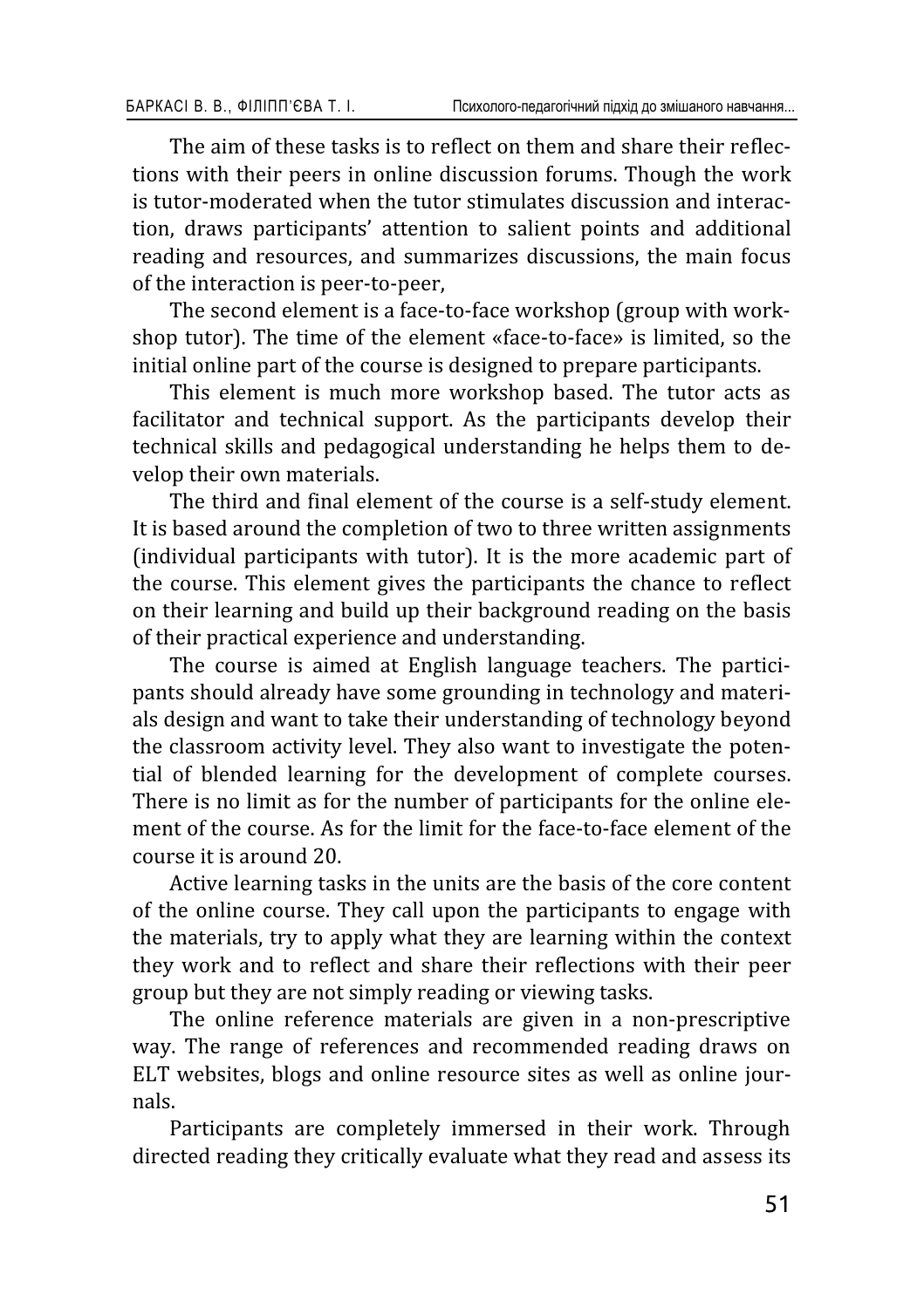The aim of these tasks is to reflect on them and share their reflections with their peers in online discussion forums. Though the work is tutor-moderated when the tutor stimulates discussion and interaction, draws participants' attention to salient points and additional reading and resources, and summarizes discussions, the main focus of the interaction is peer-to-peer,

The second element is a face-to-face workshop (group with workshop tutor). The time of the element «face-to-face» is limited, so the initial online part of the course is designed to prepare participants.

This element is much more workshop based. The tutor acts as facilitator and technical support. As the participants develop their technical skills and pedagogical understanding he helps them to develop their own materials.

The third and final element of the course is a self-study element. It is based around the completion of two to three written assignments (individual participants with tutor). It is the more academic part of the course. This element gives the participants the chance to reflect on their learning and build up their background reading on the basis of their practical experience and understanding.

The course is aimed at English language teachers. The participants should already have some grounding in technology and materials design and want to take their understanding of technology beyond the classroom activity level. They also want to investigate the potential of blended learning for the development of complete courses. There is no limit as for the number of participants for the online element of the course. As for the limit for the face-to-face element of the course it is around 20.

Active learning tasks in the units are the basis of the core content of the online course. They call upon the participants to engage with the materials, try to apply what they are learning within the context they work and to reflect and share their reflections with their peer group but they are not simply reading or viewing tasks.

The online reference materials are given in a non-prescriptive way. The range of references and recommended reading draws on ELT websites, blogs and online resource sites as well as online journals.

Participants are completely immersed in their work. Through directed reading they critically evaluate what they read and assess its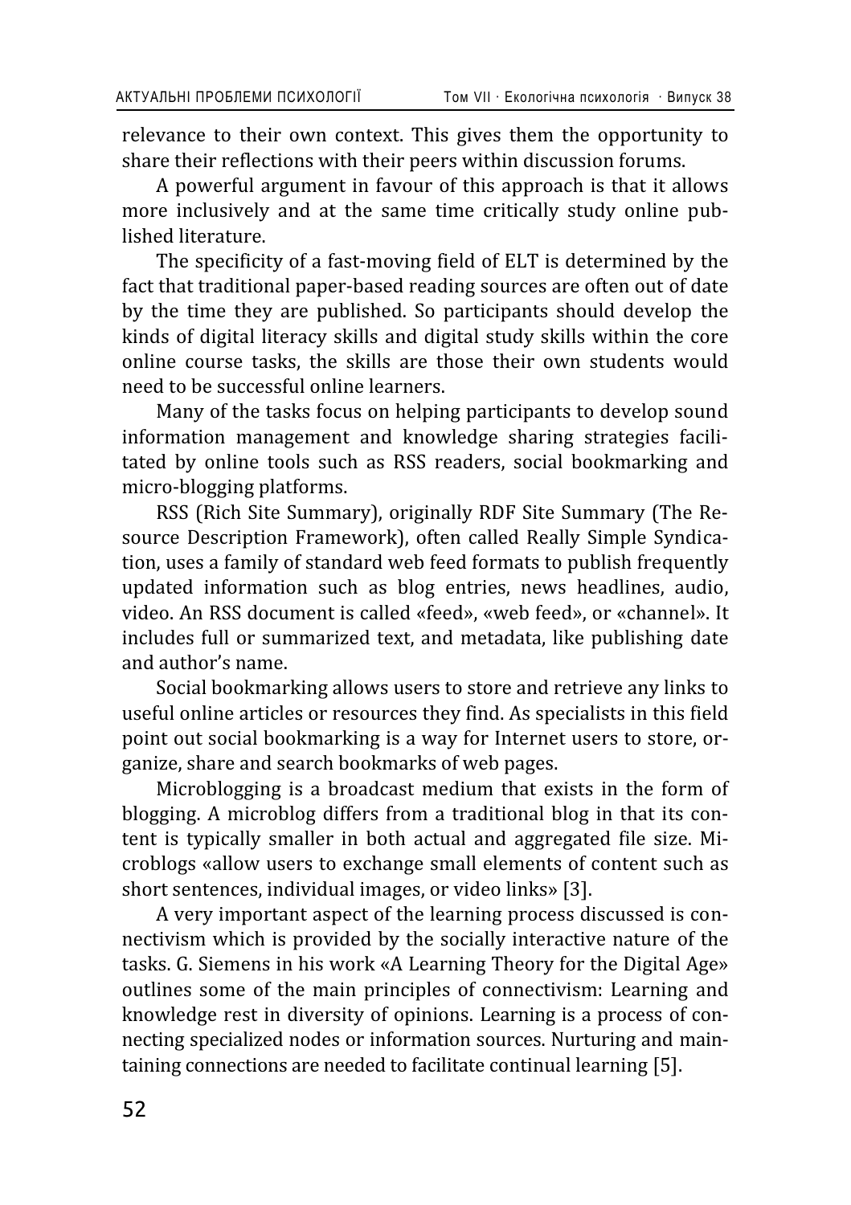relevance to their own context. This gives them the opportunity to share their reflections with their peers within discussion forums.

A powerful argument in favour of this approach is that it allows more inclusively and at the same time critically study online published literature.

The specificity of a fast-moving field of ELT is determined by the fact that traditional paper-based reading sources are often out of date by the time they are published. So participants should develop the kinds of digital literacy skills and digital study skills within the core online course tasks, the skills are those their own students would need to be successful online learners.

Many of the tasks focus on helping participants to develop sound information management and knowledge sharing strategies facilitated by online tools such as RSS readers, social bookmarking and micro-blogging platforms.

RSS (Rich Site Summary), originally RDF Site Summary (The Resource Description Framework), often called Really Simple Syndication, uses a family of standard web feed formats to publish frequently updated information such as blog entries, news headlines, audio, video. An RSS document is called «feed», «web feed», or «channel». It includes full or summarized text, and metadata, like publishing date and author's name.

Social bookmarking allows users to store and retrieve any links to useful online articles or resources they find. As specialists in this field point out social bookmarking is a way for Internet users to store, organize, share and search bookmarks of web pages.

Microblogging is a broadcast medium that exists in the form of blogging. A microblog differs from a traditional blog in that its content is typically smaller in both actual and aggregated file size. Microblogs «allow users to exchange small elements of content such as short sentences, individual images, or video links» [3].

A very important aspect of the learning process discussed is connectivism which is provided by the socially interactive nature of the tasks. G. Siemens in his work «A Learning Theory for the Digital Age» outlines some of the main principles of connectivism: Learning and knowledge rest in diversity of opinions. Learning is a process of connecting specialized nodes or information sources. Nurturing and maintaining connections are needed to facilitate continual learning [5].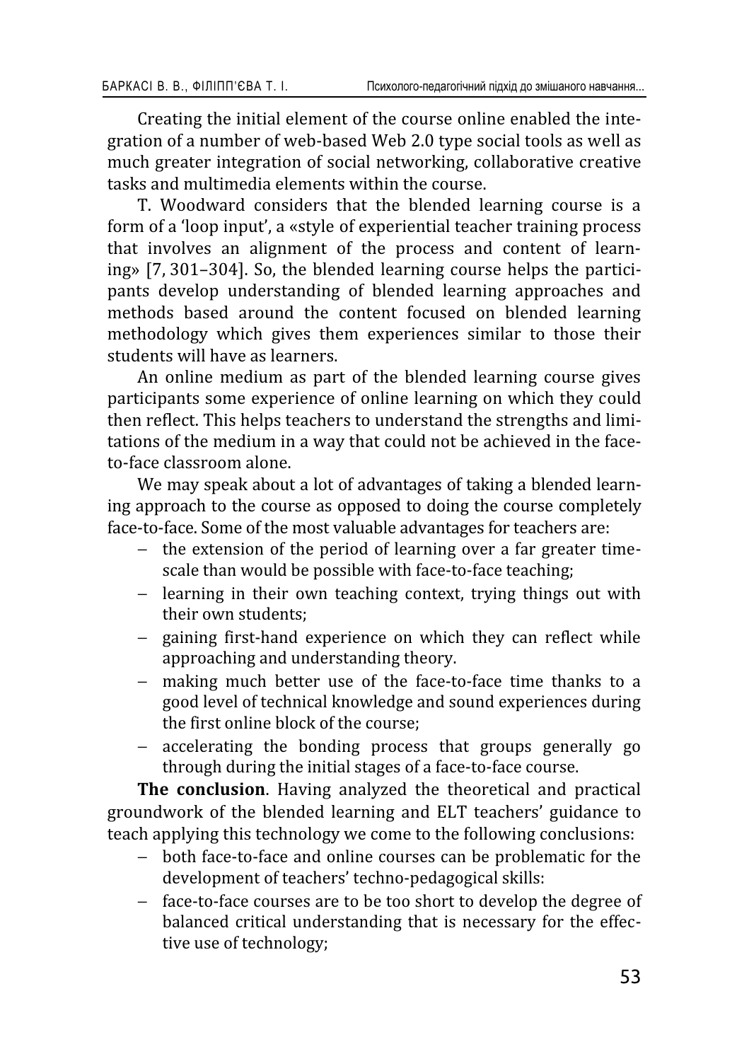Creating the initial element of the course online enabled the integration of a number of web-based Web 2.0 type social tools as well as much greater integration of social networking, collaborative creative tasks and multimedia elements within the course.

T. Woodward considers that the blended learning course is a form of a 'loop input', a «style of experiential teacher training process that involves an alignment of the process and content of learning» [7, 301–304]. So, the blended learning course helps the participants develop understanding of blended learning approaches and methods based around the content focused on blended learning methodology which gives them experiences similar to those their students will have as learners.

An online medium as part of the blended learning course gives participants some experience of online learning on which they could then reflect. This helps teachers to understand the strengths and limitations of the medium in a way that could not be achieved in the face-to-face classroom alone.

We may speak about a lot of advantages of taking a blended learning approach to the course as opposed to doing the course completely face-to-face. Some of the most valuable advantages for teachers are:

- the extension of the period of learning over a far greater timescale than would be possible with face-to-face teaching;
- learning in their own teaching context, trying things out with their own students;
- gaining first-hand experience on which they can reflect while approaching and understanding theory.
- making much better use of the face-to-face time thanks to a good level of technical knowledge and sound experiences during the first online block of the course;
- accelerating the bonding process that groups generally go through during the initial stages of a face-to-face course.

**The conclusion**. Having analyzed the theoretical and practical groundwork of the blended learning and ELT teachers' guidance to teach applying this technology we come to the following conclusions:

- both face-to-face and online courses can be problematic for the development of teachers' techno-pedagogical skills:
- face-to-face courses are to be too short to develop the degree of balanced critical understanding that is necessary for the effective use of technology;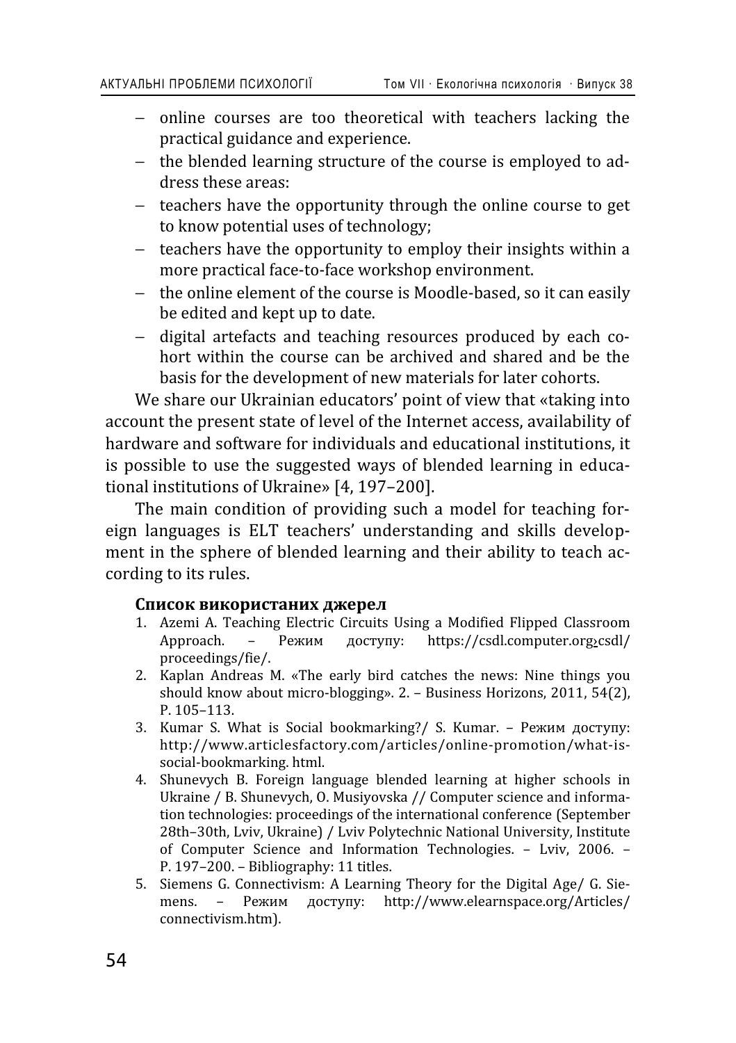- online courses are too theoretical with teachers lacking the practical guidance and experience.
- the blended learning structure of the course is employed to address these areas:
- teachers have the opportunity through the online course to get to know potential uses of technology;
- teachers have the opportunity to employ their insights within a more practical face-to-face workshop environment.
- the online element of the course is Moodle-based, so it can easily be edited and kept up to date.
- digital artefacts and teaching resources produced by each cohort within the course can be archived and shared and be the basis for the development of new materials for later cohorts.

We share our Ukrainian educators' point of view that «taking into account the present state of level of the Internet access, availability of hardware and software for individuals and educational institutions, it is possible to use the suggested ways of blended learning in educational institutions of Ukraine» [4, 197–200].

The main condition of providing such a model for teaching foreign languages is ELT teachers' understanding and skills development in the sphere of blended learning and their ability to teach according to its rules.

#### Список використаних джерел

1. Azemi A. Teaching Electric Circuits Using a Modified Flipped Classroom Approach. – Режим доступу: https://csdl.computer.org›csdl/proceedings/fie/.
2. Kaplan Andreas M. «The early bird catches the news: Nine things you should know about micro-blogging». 2. – Business Horizons, 2011, 54(2), P. 105–113.
3. Kumar S. What is Social bookmarking?/ S. Kumar. – Режим доступу: http://www.articlesfactory.com/articles/online-promotion/what-is-social-bookmarking. html.
4. Shunevych B. Foreign language blended learning at higher schools in Ukraine / B. Shunevych, O. Musiyovska // Computer science and information technologies: proceedings of the international conference (September 28th–30th, Lviv, Ukraine) / Lviv Polytechnic National University, Institute of Computer Science and Information Technologies. – Lviv, 2006. – P. 197–200. – Bibliography: 11 titles.
5. Siemens G. Connectivism: A Learning Theory for the Digital Age/ G. Siemens. – Режим доступу: http://www.elearnspace.org/Articles/connectivism.htm).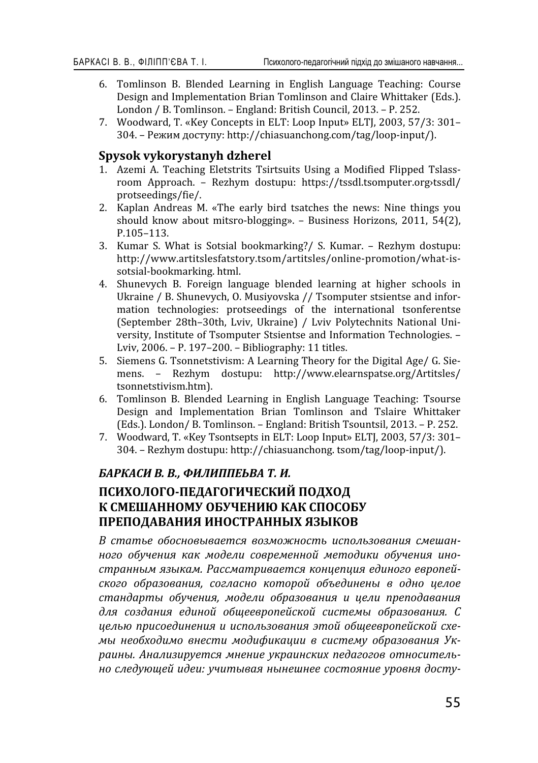6. Tomlinson B. Blended Learning in English Language Teaching: Course Design and Implementation Brian Tomlinson and Claire Whittaker (Eds.). London / B. Tomlinson. – England: British Council, 2013. – P. 252.
7. Woodward, T. «Key Concepts in ELT: Loop Input» ELTJ, 2003, 57/3: 301–304. – Режим доступу: http://chiasuanchong.com/tag/loop-input/).

## Spysok vykorystanyh dzherel

1. Azemi A. Teaching Eletstrits Tsirtsuits Using a Modified Flipped Tslassroom Approach. – Rezhym dostupu: https://tssdl.tsomputer.org›tssdl/protseedings/fie/.
2. Kaplan Andreas M. «The early bird tsatches the news: Nine things you should know about mitsro-blogging». – Business Horizons, 2011, 54(2), P.105–113.
3. Kumar S. What is Sotsial bookmarking?/ S. Kumar. – Rezhym dostupu: http://www.artitslesfatstory.tsom/artitsles/online-promotion/what-is-sotsial-bookmarking. html.
4. Shunevych B. Foreign language blended learning at higher schools in Ukraine / B. Shunevych, O. Musiyovska // Tsomputer stsientse and information technologies: protseedings of the international tsonferentse (September 28th–30th, Lviv, Ukraine) / Lviv Polytechnits National University, Institute of Tsomputer Stsientse and Information Technologies. – Lviv, 2006. – P. 197–200. – Bibliography: 11 titles.
5. Siemens G. Tsonnetstivism: A Learning Theory for the Digital Age/ G. Siemens. – Rezhym dostupu: http://www.elearnspatse.org/Artitsles/tsonnetstivism.htm).
6. Tomlinson B. Blended Learning in English Language Teaching: Tsourse Design and Implementation Brian Tomlinson and Tslaire Whittaker (Eds.). London/ B. Tomlinson. – England: British Tsountsil, 2013. – P. 252.
7. Woodward, T. «Key Tsontsepts in ELT: Loop Input» ELTJ, 2003, 57/3: 301–304. – Rezhym dostupu: http://chiasuanchong. tsom/tag/loop-input/).

***БАРКАСИ В. В., ФИЛИППЕЬВА Т. И.***

## ПСИХОЛОГО-ПЕДАГОГИЧЕСКИЙ ПОДХОД К СМЕШАННОМУ ОБУЧЕНИЮ КАК СПОСОБУ ПРЕПОДАВАНИЯ ИНОСТРАННЫХ ЯЗЫКОВ

*В статье обосновывается возможность использования смешанного обучения как модели современной методики обучения иностранным языкам. Рассматривается концепция единого европейского образования, согласно которой объединены в одно целое стандарты обучения, модели образования и цели преподавания для создания единой общеевропейской системы образования. С целью присоединения и использования этой общеевропейской схемы необходимо внести модификации в систему образования Украины. Анализируется мнение украинских педагогов относительно следующей идеи: учитывая нынешнее состояние уровня досту-*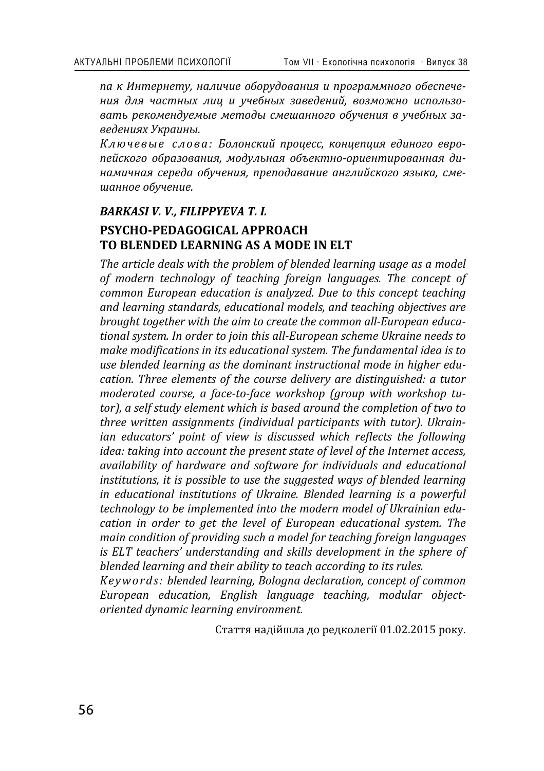*па к Интернету, наличие оборудования и программного обеспечения для частных лиц и учебных заведений, возможно использовать рекомендуемые методы смешанного обучения в учебных заведениях Украины.*

*Ключевые слова: Болонский процесс, концепция единого европейского образования, модульная объектно-ориентированная динамичная середа обучения, преподавание английского языка, смешанное обучение.*

***BARKASI V. V., FILIPPYEVA T. I.***

## PSYCHO-PEDAGOGICAL APPROACH TO BLENDED LEARNING AS A MODE IN ELT

*The article deals with the problem of blended learning usage as a model of modern technology of teaching foreign languages. The concept of common European education is analyzed. Due to this concept teaching and learning standards, educational models, and teaching objectives are brought together with the aim to create the common all-European educational system. In order to join this all-European scheme Ukraine needs to make modifications in its educational system. The fundamental idea is to use blended learning as the dominant instructional mode in higher education. Three elements of the course delivery are distinguished: a tutor moderated course, a face-to-face workshop (group with workshop tutor), a self study element which is based around the completion of two to three written assignments (individual participants with tutor). Ukrainian educators' point of view is discussed which reflects the following idea: taking into account the present state of level of the Internet access, availability of hardware and software for individuals and educational institutions, it is possible to use the suggested ways of blended learning in educational institutions of Ukraine. Blended learning is a powerful technology to be implemented into the modern model of Ukrainian education in order to get the level of European educational system. The main condition of providing such a model for teaching foreign languages is ELT teachers' understanding and skills development in the sphere of blended learning and their ability to teach according to its rules.*

*Keywords: blended learning, Bologna declaration, concept of common European education, English language teaching, modular object-oriented dynamic learning environment.*

Стаття надійшла до редколегії 01.02.2015 року.